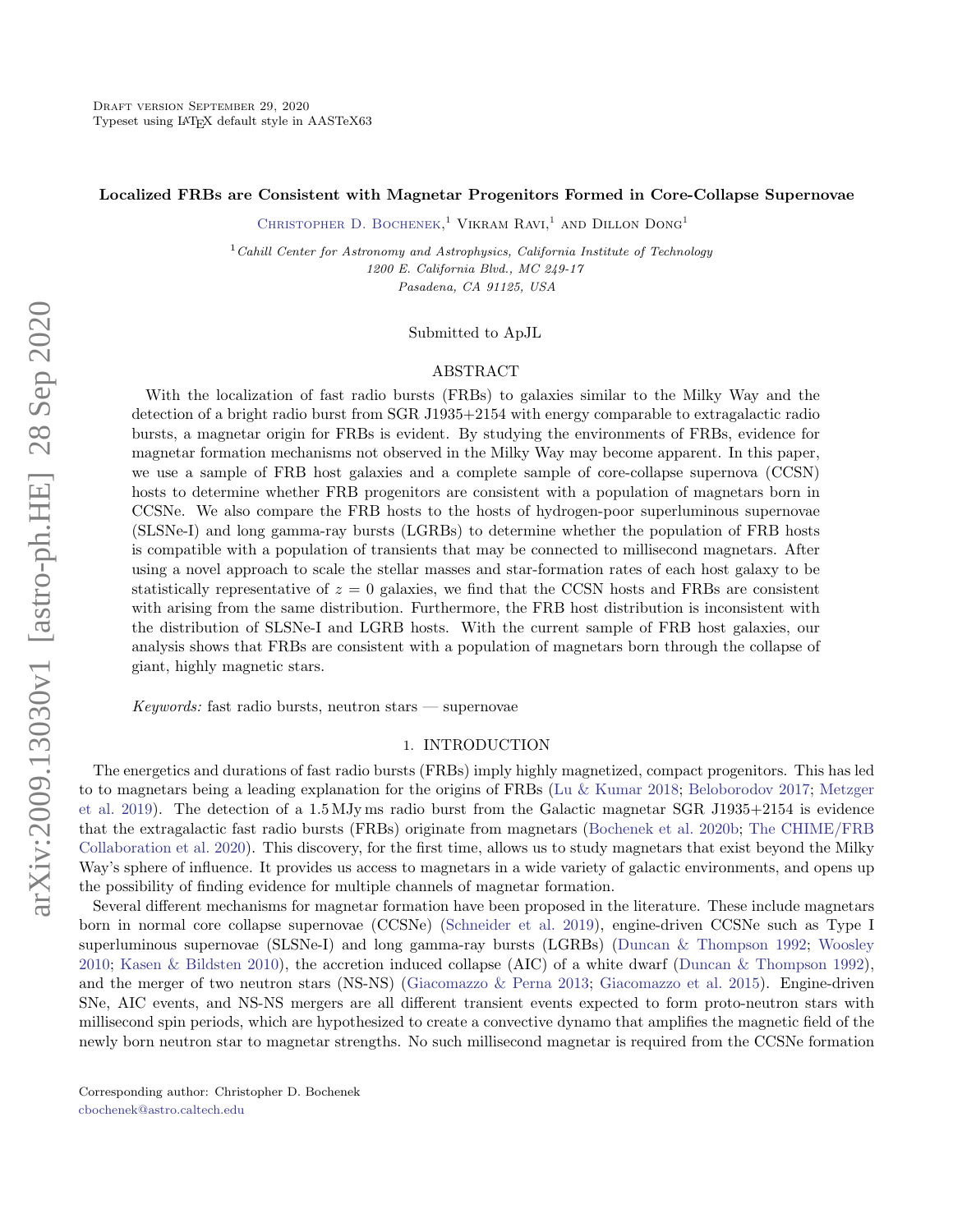Draft version September 29, 2020
Typeset using LaTeX default style in AASTeX63

# Localized FRBs are Consistent with Magnetar Progenitors Formed in Core-Collapse Supernovae

Christopher D. Bochenek,[1] Vikram Ravi,[1] and Dillon Dong[1]

[1] *Cahill Center for Astronomy and Astrophysics, California Institute of Technology*
*1200 E. California Blvd., MC 249-17*
*Pasadena, CA 91125, USA*

Submitted to ApJL

## ABSTRACT

With the localization of fast radio bursts (FRBs) to galaxies similar to the Milky Way and the detection of a bright radio burst from SGR J1935+2154 with energy comparable to extragalactic radio bursts, a magnetar origin for FRBs is evident. By studying the environments of FRBs, evidence for magnetar formation mechanisms not observed in the Milky Way may become apparent. In this paper, we use a sample of FRB host galaxies and a complete sample of core-collapse supernova (CCSN) hosts to determine whether FRB progenitors are consistent with a population of magnetars born in CCSNe. We also compare the FRB hosts to the hosts of hydrogen-poor superluminous supernovae (SLSNe-I) and long gamma-ray bursts (LGRBs) to determine whether the population of FRB hosts is compatible with a population of transients that may be connected to millisecond magnetars. After using a novel approach to scale the stellar masses and star-formation rates of each host galaxy to be statistically representative of $z = 0$ galaxies, we find that the CCSN hosts and FRBs are consistent with arising from the same distribution. Furthermore, the FRB host distribution is inconsistent with the distribution of SLSNe-I and LGRB hosts. With the current sample of FRB host galaxies, our analysis shows that FRBs are consistent with a population of magnetars born through the collapse of giant, highly magnetic stars.

*Keywords:* fast radio bursts, neutron stars — supernovae

## 1. INTRODUCTION

The energetics and durations of fast radio bursts (FRBs) imply highly magnetized, compact progenitors. This has led to to magnetars being a leading explanation for the origins of FRBs (Lu & Kumar 2018; Beloborodov 2017; Metzger et al. 2019). The detection of a 1.5 MJy ms radio burst from the Galactic magnetar SGR J1935+2154 is evidence that the extragalactic fast radio bursts (FRBs) originate from magnetars (Bochenek et al. 2020b; The CHIME/FRB Collaboration et al. 2020). This discovery, for the first time, allows us to study magnetars that exist beyond the Milky Way's sphere of influence. It provides us access to magnetars in a wide variety of galactic environments, and opens up the possibility of finding evidence for multiple channels of magnetar formation.

Several different mechanisms for magnetar formation have been proposed in the literature. These include magnetars born in normal core collapse supernovae (CCSNe) (Schneider et al. 2019), engine-driven CCSNe such as Type I superluminous supernovae (SLSNe-I) and long gamma-ray bursts (LGRBs) (Duncan & Thompson 1992; Woosley 2010; Kasen & Bildsten 2010), the accretion induced collapse (AIC) of a white dwarf (Duncan & Thompson 1992), and the merger of two neutron stars (NS-NS) (Giacomazzo & Perna 2013; Giacomazzo et al. 2015). Engine-driven SNe, AIC events, and NS-NS mergers are all different transient events expected to form proto-neutron stars with millisecond spin periods, which are hypothesized to create a convective dynamo that amplifies the magnetic field of the newly born neutron star to magnetar strengths. No such millisecond magnetar is required from the CCSNe formation

Corresponding author: Christopher D. Bochenek
cbochenek@astro.caltech.edu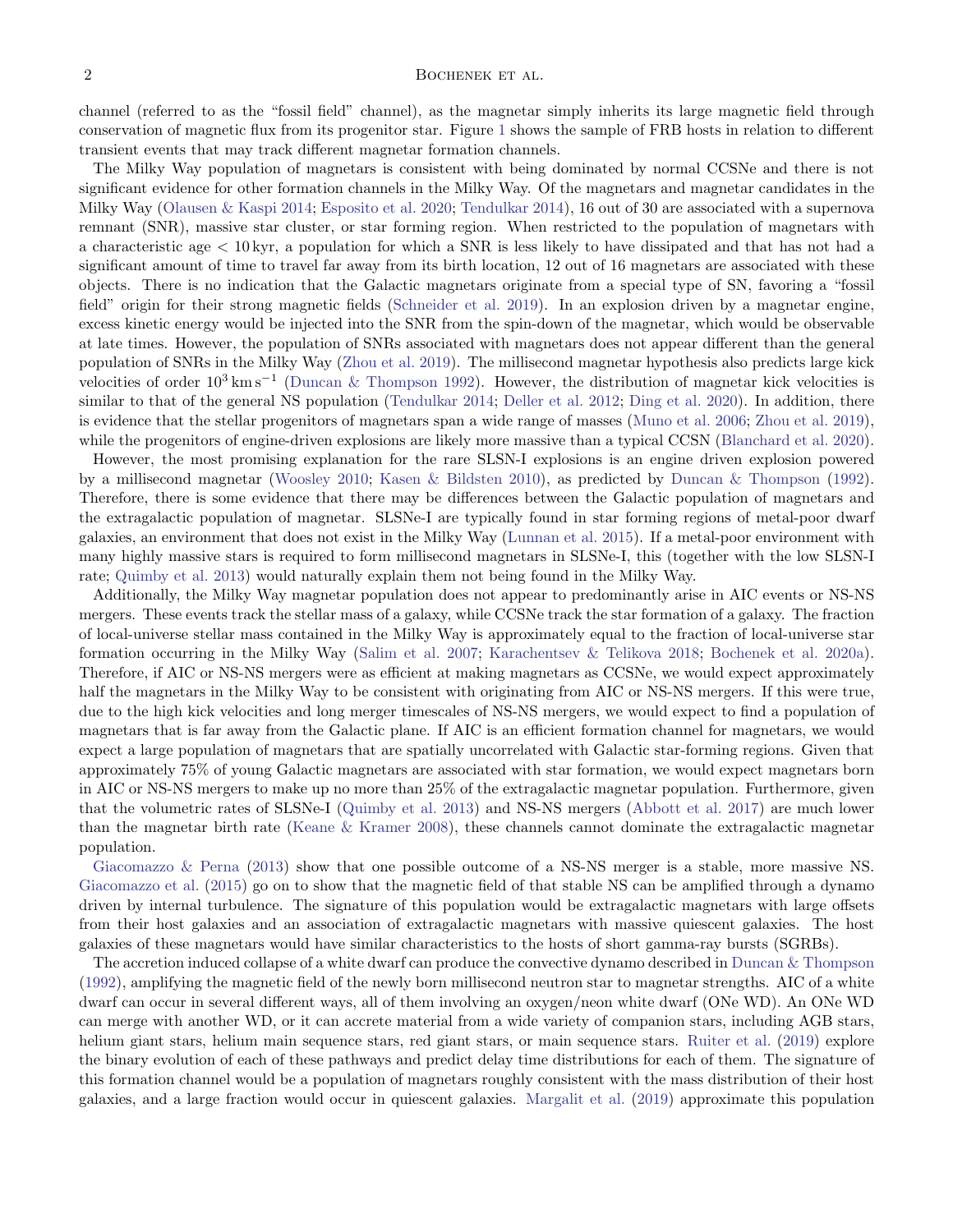channel (referred to as the "fossil field" channel), as the magnetar simply inherits its large magnetic field through conservation of magnetic flux from its progenitor star. Figure 1 shows the sample of FRB hosts in relation to different transient events that may track different magnetar formation channels.

The Milky Way population of magnetars is consistent with being dominated by normal CCSNe and there is not significant evidence for other formation channels in the Milky Way. Of the magnetars and magnetar candidates in the Milky Way (Olausen & Kaspi 2014; Esposito et al. 2020; Tendulkar 2014), 16 out of 30 are associated with a supernova remnant (SNR), massive star cluster, or star forming region. When restricted to the population of magnetars with a characteristic age $< 10\,\mathrm{kyr}$, a population for which a SNR is less likely to have dissipated and that has not had a significant amount of time to travel far away from its birth location, 12 out of 16 magnetars are associated with these objects. There is no indication that the Galactic magnetars originate from a special type of SN, favoring a "fossil field" origin for their strong magnetic fields (Schneider et al. 2019). In an explosion driven by a magnetar engine, excess kinetic energy would be injected into the SNR from the spin-down of the magnetar, which would be observable at late times. However, the population of SNRs associated with magnetars does not appear different than the general population of SNRs in the Milky Way (Zhou et al. 2019). The millisecond magnetar hypothesis also predicts large kick velocities of order $10^3\,\mathrm{km\,s^{-1}}$ (Duncan & Thompson 1992). However, the distribution of magnetar kick velocities is similar to that of the general NS population (Tendulkar 2014; Deller et al. 2012; Ding et al. 2020). In addition, there is evidence that the stellar progenitors of magnetars span a wide range of masses (Muno et al. 2006; Zhou et al. 2019), while the progenitors of engine-driven explosions are likely more massive than a typical CCSN (Blanchard et al. 2020).

However, the most promising explanation for the rare SLSN-I explosions is an engine driven explosion powered by a millisecond magnetar (Woosley 2010; Kasen & Bildsten 2010), as predicted by Duncan & Thompson (1992). Therefore, there is some evidence that there may be differences between the Galactic population of magnetars and the extragalactic population of magnetar. SLSNe-I are typically found in star forming regions of metal-poor dwarf galaxies, an environment that does not exist in the Milky Way (Lunnan et al. 2015). If a metal-poor environment with many highly massive stars is required to form millisecond magnetars in SLSNe-I, this (together with the low SLSN-I rate; Quimby et al. 2013) would naturally explain them not being found in the Milky Way.

Additionally, the Milky Way magnetar population does not appear to predominantly arise in AIC events or NS-NS mergers. These events track the stellar mass of a galaxy, while CCSNe track the star formation of a galaxy. The fraction of local-universe stellar mass contained in the Milky Way is approximately equal to the fraction of local-universe star formation occurring in the Milky Way (Salim et al. 2007; Karachentsev & Telikova 2018; Bochenek et al. 2020a). Therefore, if AIC or NS-NS mergers were as efficient at making magnetars as CCSNe, we would expect approximately half the magnetars in the Milky Way to be consistent with originating from AIC or NS-NS mergers. If this were true, due to the high kick velocities and long merger timescales of NS-NS mergers, we would expect to find a population of magnetars that is far away from the Galactic plane. If AIC is an efficient formation channel for magnetars, we would expect a large population of magnetars that are spatially uncorrelated with Galactic star-forming regions. Given that approximately 75% of young Galactic magnetars are associated with star formation, we would expect magnetars born in AIC or NS-NS mergers to make up no more than 25% of the extragalactic magnetar population. Furthermore, given that the volumetric rates of SLSNe-I (Quimby et al. 2013) and NS-NS mergers (Abbott et al. 2017) are much lower than the magnetar birth rate (Keane & Kramer 2008), these channels cannot dominate the extragalactic magnetar population.

Giacomazzo & Perna (2013) show that one possible outcome of a NS-NS merger is a stable, more massive NS. Giacomazzo et al. (2015) go on to show that the magnetic field of that stable NS can be amplified through a dynamo driven by internal turbulence. The signature of this population would be extragalactic magnetars with large offsets from their host galaxies and an association of extragalactic magnetars with massive quiescent galaxies. The host galaxies of these magnetars would have similar characteristics to the hosts of short gamma-ray bursts (SGRBs).

The accretion induced collapse of a white dwarf can produce the convective dynamo described in Duncan & Thompson (1992), amplifying the magnetic field of the newly born millisecond neutron star to magnetar strengths. AIC of a white dwarf can occur in several different ways, all of them involving an oxygen/neon white dwarf (ONe WD). An ONe WD can merge with another WD, or it can accrete material from a wide variety of companion stars, including AGB stars, helium giant stars, helium main sequence stars, red giant stars, or main sequence stars. Ruiter et al. (2019) explore the binary evolution of each of these pathways and predict delay time distributions for each of them. The signature of this formation channel would be a population of magnetars roughly consistent with the mass distribution of their host galaxies, and a large fraction would occur in quiescent galaxies. Margalit et al. (2019) approximate this population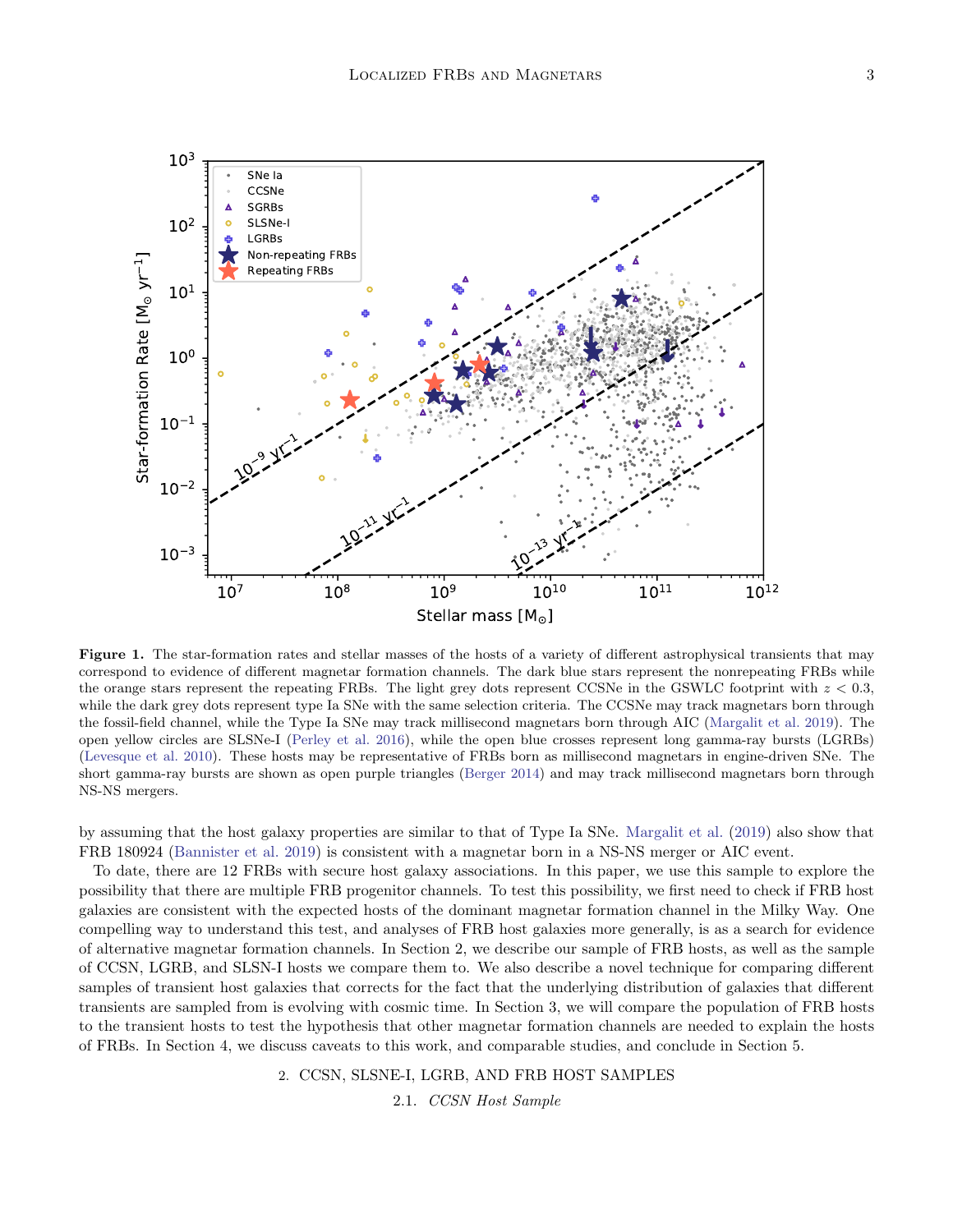**Figure 1.** The star-formation rates and stellar masses of the hosts of a variety of different astrophysical transients that may correspond to evidence of different magnetar formation channels. The dark blue stars represent the nonrepeating FRBs while the orange stars represent the repeating FRBs. The light grey dots represent CCSNe in the GSWLC footprint with $z < 0.3$, while the dark grey dots represent type Ia SNe with the same selection criteria. The CCSNe may track magnetars born through the fossil-field channel, while the Type Ia SNe may track millisecond magnetars born through AIC (Margalit et al. 2019). The open yellow circles are SLSNe-I (Perley et al. 2016), while the open blue crosses represent long gamma-ray bursts (LGRBs) (Levesque et al. 2010). These hosts may be representative of FRBs born as millisecond magnetars in engine-driven SNe. The short gamma-ray bursts are shown as open purple triangles (Berger 2014) and may track millisecond magnetars born through NS-NS mergers.

by assuming that the host galaxy properties are similar to that of Type Ia SNe. Margalit et al. (2019) also show that FRB 180924 (Bannister et al. 2019) is consistent with a magnetar born in a NS-NS merger or AIC event.

To date, there are 12 FRBs with secure host galaxy associations. In this paper, we use this sample to explore the possibility that there are multiple FRB progenitor channels. To test this possibility, we first need to check if FRB host galaxies are consistent with the expected hosts of the dominant magnetar formation channel in the Milky Way. One compelling way to understand this test, and analyses of FRB host galaxies more generally, is as a search for evidence of alternative magnetar formation channels. In Section 2, we describe our sample of FRB hosts, as well as the sample of CCSN, LGRB, and SLSN-I hosts we compare them to. We also describe a novel technique for comparing different samples of transient host galaxies that corrects for the fact that the underlying distribution of galaxies that different transients are sampled from is evolving with cosmic time. In Section 3, we will compare the population of FRB hosts to the transient hosts to test the hypothesis that other magnetar formation channels are needed to explain the hosts of FRBs. In Section 4, we discuss caveats to this work, and comparable studies, and conclude in Section 5.

## 2. CCSN, SLSNE-I, LGRB, AND FRB HOST SAMPLES

### 2.1. *CCSN Host Sample*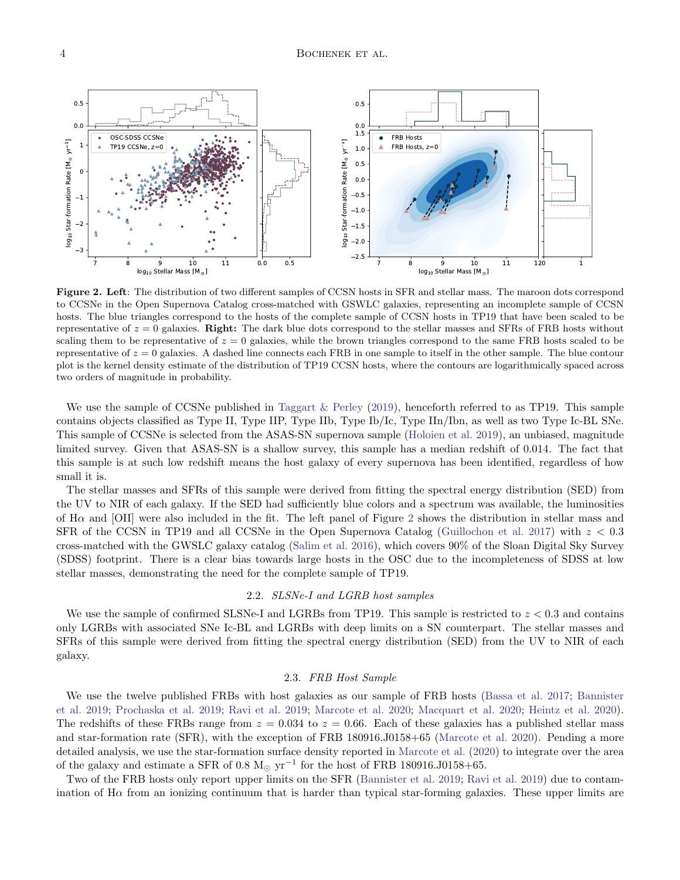**Figure 2. Left**: The distribution of two different samples of CCSN hosts in SFR and stellar mass. The maroon dots correspond to CCSNe in the Open Supernova Catalog cross-matched with GSWLC galaxies, representing an incomplete sample of CCSN hosts. The blue triangles correspond to the hosts of the complete sample of CCSN hosts in TP19 that have been scaled to be representative of $z = 0$ galaxies. **Right:** The dark blue dots correspond to the stellar masses and SFRs of FRB hosts without scaling them to be representative of $z = 0$ galaxies, while the brown triangles correspond to the same FRB hosts scaled to be representative of $z = 0$ galaxies. A dashed line connects each FRB in one sample to itself in the other sample. The blue contour plot is the kernel density estimate of the distribution of TP19 CCSN hosts, where the contours are logarithmically spaced across two orders of magnitude in probability.

We use the sample of CCSNe published in Taggart & Perley (2019), henceforth referred to as TP19. This sample contains objects classified as Type II, Type IIP, Type IIb, Type Ib/Ic, Type IIn/Ibn, as well as two Type Ic-BL SNe. This sample of CCSNe is selected from the ASAS-SN supernova sample (Holoien et al. 2019), an unbiased, magnitude limited survey. Given that ASAS-SN is a shallow survey, this sample has a median redshift of 0.014. The fact that this sample is at such low redshift means the host galaxy of every supernova has been identified, regardless of how small it is.

The stellar masses and SFRs of this sample were derived from fitting the spectral energy distribution (SED) from the UV to NIR of each galaxy. If the SED had sufficiently blue colors and a spectrum was available, the luminosities of Hα and [OII] were also included in the fit. The left panel of Figure 2 shows the distribution in stellar mass and SFR of the CCSN in TP19 and all CCSNe in the Open Supernova Catalog (Guillochon et al. 2017) with $z < 0.3$ cross-matched with the GWSLC galaxy catalog (Salim et al. 2016), which covers 90% of the Sloan Digital Sky Survey (SDSS) footprint. There is a clear bias towards large hosts in the OSC due to the incompleteness of SDSS at low stellar masses, demonstrating the need for the complete sample of TP19.

### 2.2. *SLSNe-I and LGRB host samples*

We use the sample of confirmed SLSNe-I and LGRBs from TP19. This sample is restricted to $z < 0.3$ and contains only LGRBs with associated SNe Ic-BL and LGRBs with deep limits on a SN counterpart. The stellar masses and SFRs of this sample were derived from fitting the spectral energy distribution (SED) from the UV to NIR of each galaxy.

### 2.3. *FRB Host Sample*

We use the twelve published FRBs with host galaxies as our sample of FRB hosts (Bassa et al. 2017; Bannister et al. 2019; Prochaska et al. 2019; Ravi et al. 2019; Marcote et al. 2020; Macquart et al. 2020; Heintz et al. 2020). The redshifts of these FRBs range from $z = 0.034$ to $z = 0.66$. Each of these galaxies has a published stellar mass and star-formation rate (SFR), with the exception of FRB 180916.J0158+65 (Marcote et al. 2020). Pending a more detailed analysis, we use the star-formation surface density reported in Marcote et al. (2020) to integrate over the area of the galaxy and estimate a SFR of 0.8 $M_\odot$ yr$^{-1}$ for the host of FRB 180916.J0158+65.

Two of the FRB hosts only report upper limits on the SFR (Bannister et al. 2019; Ravi et al. 2019) due to contamination of Hα from an ionizing continuum that is harder than typical star-forming galaxies. These upper limits are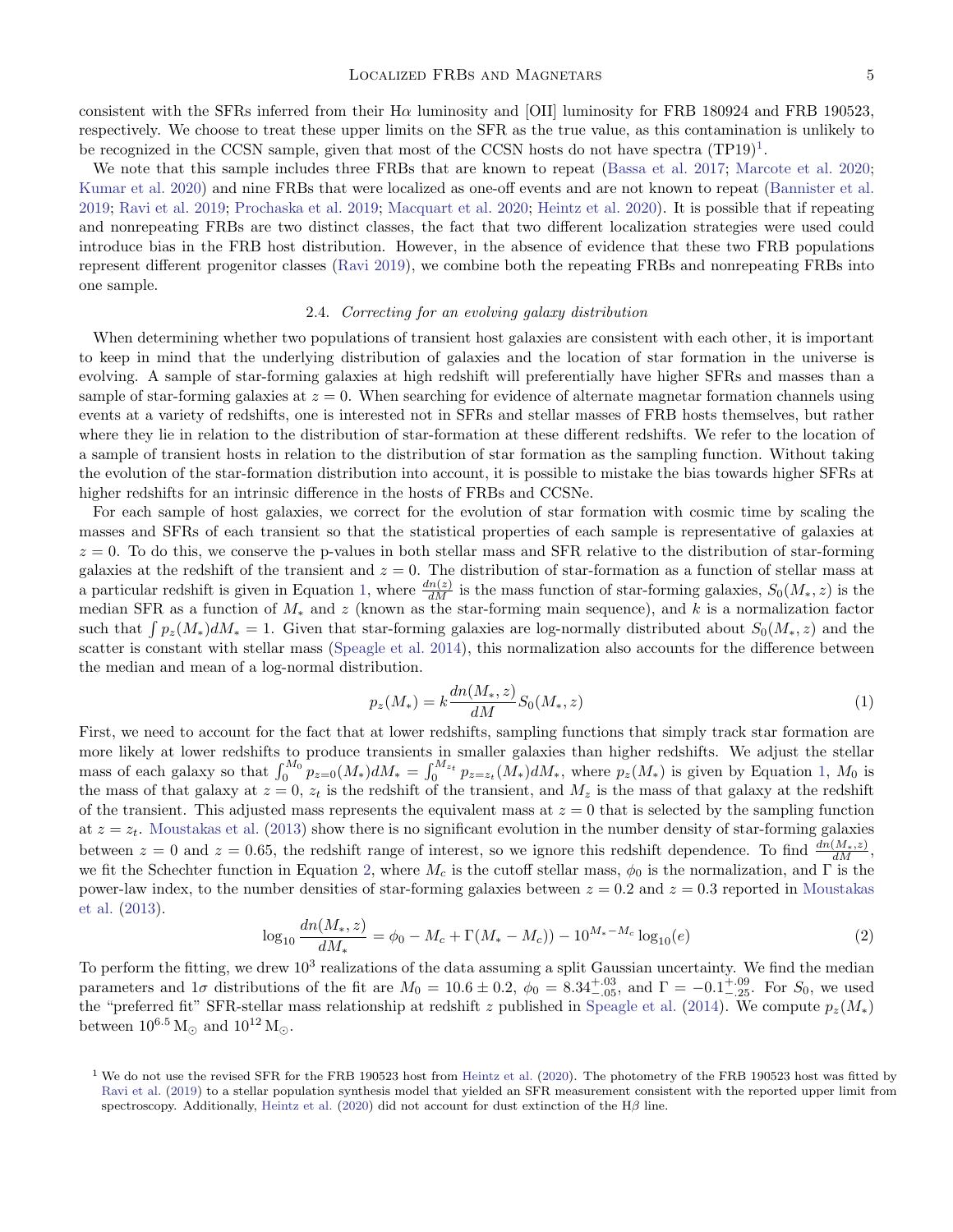consistent with the SFRs inferred from their Hα luminosity and [OII] luminosity for FRB 180924 and FRB 190523, respectively. We choose to treat these upper limits on the SFR as the true value, as this contamination is unlikely to be recognized in the CCSN sample, given that most of the CCSN hosts do not have spectra (TP19)[1].

We note that this sample includes three FRBs that are known to repeat (Bassa et al. 2017; Marcote et al. 2020; Kumar et al. 2020) and nine FRBs that were localized as one-off events and are not known to repeat (Bannister et al. 2019; Ravi et al. 2019; Prochaska et al. 2019; Macquart et al. 2020; Heintz et al. 2020). It is possible that if repeating and nonrepeating FRBs are two distinct classes, the fact that two different localization strategies were used could introduce bias in the FRB host distribution. However, in the absence of evidence that these two FRB populations represent different progenitor classes (Ravi 2019), we combine both the repeating FRBs and nonrepeating FRBs into one sample.

### 2.4. *Correcting for an evolving galaxy distribution*

When determining whether two populations of transient host galaxies are consistent with each other, it is important to keep in mind that the underlying distribution of galaxies and the location of star formation in the universe is evolving. A sample of star-forming galaxies at high redshift will preferentially have higher SFRs and masses than a sample of star-forming galaxies at $z = 0$. When searching for evidence of alternate magnetar formation channels using events at a variety of redshifts, one is interested not in SFRs and stellar masses of FRB hosts themselves, but rather where they lie in relation to the distribution of star-formation at these different redshifts. We refer to the location of a sample of transient hosts in relation to the distribution of star formation as the sampling function. Without taking the evolution of the star-formation distribution into account, it is possible to mistake the bias towards higher SFRs at higher redshifts for an intrinsic difference in the hosts of FRBs and CCSNe.

For each sample of host galaxies, we correct for the evolution of star formation with cosmic time by scaling the masses and SFRs of each transient so that the statistical properties of each sample is representative of galaxies at $z = 0$. To do this, we conserve the p-values in both stellar mass and SFR relative to the distribution of star-forming galaxies at the redshift of the transient and $z = 0$. The distribution of star-formation as a function of stellar mass at a particular redshift is given in Equation 1, where $\frac{dn(z)}{dM}$ is the mass function of star-forming galaxies, $S_0(M_*, z)$ is the median SFR as a function of $M_*$ and $z$ (known as the star-forming main sequence), and $k$ is a normalization factor such that $\int p_z(M_*)dM_* = 1$. Given that star-forming galaxies are log-normally distributed about $S_0(M_*, z)$ and the scatter is constant with stellar mass (Speagle et al. 2014), this normalization also accounts for the difference between the median and mean of a log-normal distribution.

$$p_z(M_*) = k\frac{dn(M_*, z)}{dM}S_0(M_*, z) \tag{1}$$

First, we need to account for the fact that at lower redshifts, sampling functions that simply track star formation are more likely at lower redshifts to produce transients in smaller galaxies than higher redshifts. We adjust the stellar mass of each galaxy so that $\int_0^{M_0} p_{z=0}(M_*)dM_* = \int_0^{M_{z_t}} p_{z=z_t}(M_*)dM_*$, where $p_z(M_*)$ is given by Equation 1, $M_0$ is the mass of that galaxy at $z = 0$, $z_t$ is the redshift of the transient, and $M_z$ is the mass of that galaxy at the redshift of the transient. This adjusted mass represents the equivalent mass at $z = 0$ that is selected by the sampling function at $z = z_t$. Moustakas et al. (2013) show there is no significant evolution in the number density of star-forming galaxies between $z = 0$ and $z = 0.65$, the redshift range of interest, so we ignore this redshift dependence. To find $\frac{dn(M_*,z)}{dM}$, we fit the Schechter function in Equation 2, where $M_c$ is the cutoff stellar mass, $\phi_0$ is the normalization, and $\Gamma$ is the power-law index, to the number densities of star-forming galaxies between $z = 0.2$ and $z = 0.3$ reported in Moustakas et al. (2013).

$$\log_{10}\frac{dn(M_*, z)}{dM_*} = \phi_0 - M_c + \Gamma(M_* - M_c)) - 10^{M_* - M_c}\log_{10}(e) \tag{2}$$

To perform the fitting, we drew $10^3$ realizations of the data assuming a split Gaussian uncertainty. We find the median parameters and $1\sigma$ distributions of the fit are $M_0 = 10.6 \pm 0.2$, $\phi_0 = 8.34^{+.03}_{-.05}$, and $\Gamma = -0.1^{+.09}_{-.25}$. For $S_0$, we used the "preferred fit" SFR-stellar mass relationship at redshift $z$ published in Speagle et al. (2014). We compute $p_z(M_*)$ between $10^{6.5}\,\mathrm{M}_\odot$ and $10^{12}\,\mathrm{M}_\odot$.

[1] We do not use the revised SFR for the FRB 190523 host from Heintz et al. (2020). The photometry of the FRB 190523 host was fitted by Ravi et al. (2019) to a stellar population synthesis model that yielded an SFR measurement consistent with the reported upper limit from spectroscopy. Additionally, Heintz et al. (2020) did not account for dust extinction of the Hβ line.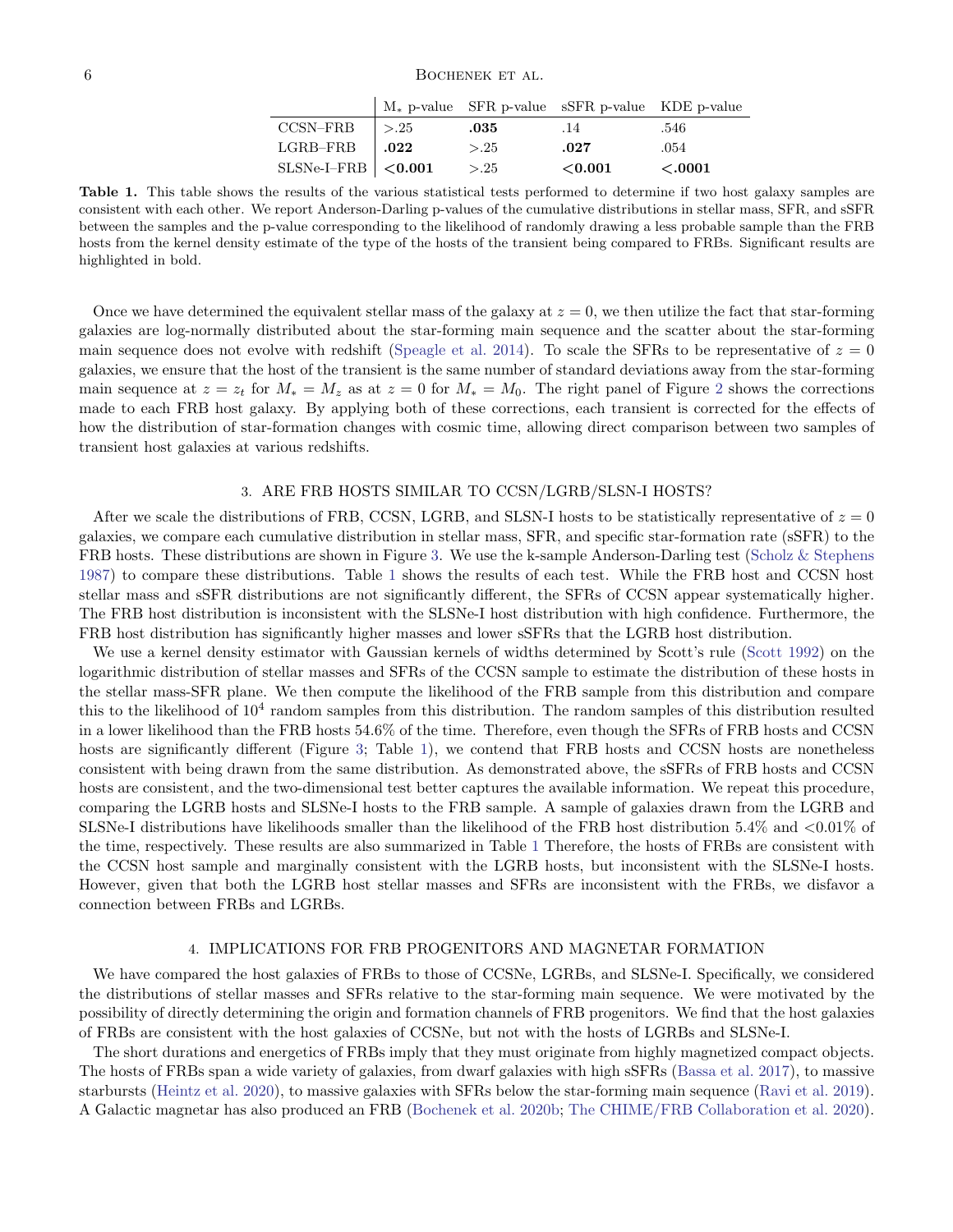| | $M_*$ p-value | SFR p-value | sSFR p-value | KDE p-value |
|---|---|---|---|---|
| CCSN–FRB | >.25 | **.035** | .14 | .546 |
| LGRB–FRB | **.022** | >.25 | **.027** | .054 |
| SLSNe-I–FRB | **<0.001** | >.25 | **<0.001** | **<.0001** |

**Table 1.** This table shows the results of the various statistical tests performed to determine if two host galaxy samples are consistent with each other. We report Anderson-Darling p-values of the cumulative distributions in stellar mass, SFR, and sSFR between the samples and the p-value corresponding to the likelihood of randomly drawing a less probable sample than the FRB hosts from the kernel density estimate of the type of the hosts of the transient being compared to FRBs. Significant results are highlighted in bold.

Once we have determined the equivalent stellar mass of the galaxy at $z = 0$, we then utilize the fact that star-forming galaxies are log-normally distributed about the star-forming main sequence and the scatter about the star-forming main sequence does not evolve with redshift (Speagle et al. 2014). To scale the SFRs to be representative of $z = 0$ galaxies, we ensure that the host of the transient is the same number of standard deviations away from the star-forming main sequence at $z = z_t$ for $M_* = M_z$ as at $z = 0$ for $M_* = M_0$. The right panel of Figure 2 shows the corrections made to each FRB host galaxy. By applying both of these corrections, each transient is corrected for the effects of how the distribution of star-formation changes with cosmic time, allowing direct comparison between two samples of transient host galaxies at various redshifts.

## 3. ARE FRB HOSTS SIMILAR TO CCSN/LGRB/SLSN-I HOSTS?

After we scale the distributions of FRB, CCSN, LGRB, and SLSN-I hosts to be statistically representative of $z = 0$ galaxies, we compare each cumulative distribution in stellar mass, SFR, and specific star-formation rate (sSFR) to the FRB hosts. These distributions are shown in Figure 3. We use the k-sample Anderson-Darling test (Scholz & Stephens 1987) to compare these distributions. Table 1 shows the results of each test. While the FRB host and CCSN host stellar mass and sSFR distributions are not significantly different, the SFRs of CCSN appear systematically higher. The FRB host distribution is inconsistent with the SLSNe-I host distribution with high confidence. Furthermore, the FRB host distribution has significantly higher masses and lower sSFRs that the LGRB host distribution.

We use a kernel density estimator with Gaussian kernels of widths determined by Scott's rule (Scott 1992) on the logarithmic distribution of stellar masses and SFRs of the CCSN sample to estimate the distribution of these hosts in the stellar mass-SFR plane. We then compute the likelihood of the FRB sample from this distribution and compare this to the likelihood of $10^4$ random samples from this distribution. The random samples of this distribution resulted in a lower likelihood than the FRB hosts 54.6% of the time. Therefore, even though the SFRs of FRB hosts and CCSN hosts are significantly different (Figure 3; Table 1), we contend that FRB hosts and CCSN hosts are nonetheless consistent with being drawn from the same distribution. As demonstrated above, the sSFRs of FRB hosts and CCSN hosts are consistent, and the two-dimensional test better captures the available information. We repeat this procedure, comparing the LGRB hosts and SLSNe-I hosts to the FRB sample. A sample of galaxies drawn from the LGRB and SLSNe-I distributions have likelihoods smaller than the likelihood of the FRB host distribution 5.4% and <0.01% of the time, respectively. These results are also summarized in Table 1 Therefore, the hosts of FRBs are consistent with the CCSN host sample and marginally consistent with the LGRB hosts, but inconsistent with the SLSNe-I hosts. However, given that both the LGRB host stellar masses and SFRs are inconsistent with the FRBs, we disfavor a connection between FRBs and LGRBs.

## 4. IMPLICATIONS FOR FRB PROGENITORS AND MAGNETAR FORMATION

We have compared the host galaxies of FRBs to those of CCSNe, LGRBs, and SLSNe-I. Specifically, we considered the distributions of stellar masses and SFRs relative to the star-forming main sequence. We were motivated by the possibility of directly determining the origin and formation channels of FRB progenitors. We find that the host galaxies of FRBs are consistent with the host galaxies of CCSNe, but not with the hosts of LGRBs and SLSNe-I.

The short durations and energetics of FRBs imply that they must originate from highly magnetized compact objects. The hosts of FRBs span a wide variety of galaxies, from dwarf galaxies with high sSFRs (Bassa et al. 2017), to massive starbursts (Heintz et al. 2020), to massive galaxies with SFRs below the star-forming main sequence (Ravi et al. 2019). A Galactic magnetar has also produced an FRB (Bochenek et al. 2020b; The CHIME/FRB Collaboration et al. 2020).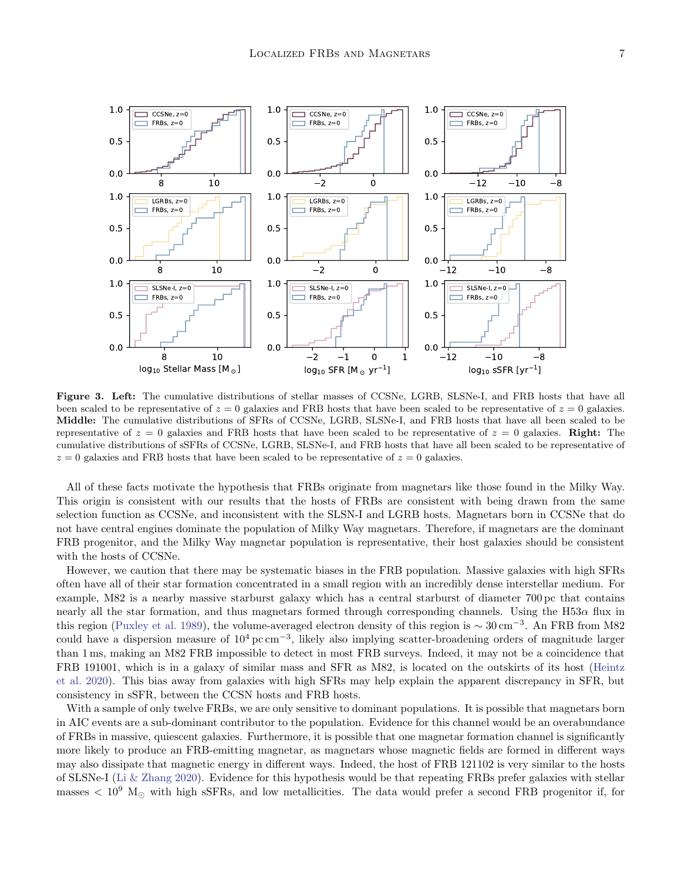**Figure 3. Left:** The cumulative distributions of stellar masses of CCSNe, LGRB, SLSNe-I, and FRB hosts that have all been scaled to be representative of $z = 0$ galaxies and FRB hosts that have been scaled to be representative of $z = 0$ galaxies. **Middle:** The cumulative distributions of SFRs of CCSNe, LGRB, SLSNe-I, and FRB hosts that have all been scaled to be representative of $z = 0$ galaxies and FRB hosts that have been scaled to be representative of $z = 0$ galaxies. **Right:** The cumulative distributions of sSFRs of CCSNe, LGRB, SLSNe-I, and FRB hosts that have all been scaled to be representative of $z = 0$ galaxies and FRB hosts that have been scaled to be representative of $z = 0$ galaxies.

All of these facts motivate the hypothesis that FRBs originate from magnetars like those found in the Milky Way. This origin is consistent with our results that the hosts of FRBs are consistent with being drawn from the same selection function as CCSNe, and inconsistent with the SLSN-I and LGRB hosts. Magnetars born in CCSNe that do not have central engines dominate the population of Milky Way magnetars. Therefore, if magnetars are the dominant FRB progenitor, and the Milky Way magnetar population is representative, their host galaxies should be consistent with the hosts of CCSNe.

However, we caution that there may be systematic biases in the FRB population. Massive galaxies with high SFRs often have all of their star formation concentrated in a small region with an incredibly dense interstellar medium. For example, M82 is a nearby massive starburst galaxy which has a central starburst of diameter 700 pc that contains nearly all the star formation, and thus magnetars formed through corresponding channels. Using the H53$\alpha$ flux in this region (Puxley et al. 1989), the volume-averaged electron density of this region is $\sim 30\,\mathrm{cm}^{-3}$. An FRB from M82 could have a dispersion measure of $10^4\,\mathrm{pc\,cm}^{-3}$, likely also implying scatter-broadening orders of magnitude larger than 1 ms, making an M82 FRB impossible to detect in most FRB surveys. Indeed, it may not be a coincidence that FRB 191001, which is in a galaxy of similar mass and SFR as M82, is located on the outskirts of its host (Heintz et al. 2020). This bias away from galaxies with high SFRs may help explain the apparent discrepancy in SFR, but consistency in sSFR, between the CCSN hosts and FRB hosts.

With a sample of only twelve FRBs, we are only sensitive to dominant populations. It is possible that magnetars born in AIC events are a sub-dominant contributor to the population. Evidence for this channel would be an overabundance of FRBs in massive, quiescent galaxies. Furthermore, it is possible that one magnetar formation channel is significantly more likely to produce an FRB-emitting magnetar, as magnetars whose magnetic fields are formed in different ways may also dissipate that magnetic energy in different ways. Indeed, the host of FRB 121102 is very similar to the hosts of SLSNe-I (Li & Zhang 2020). Evidence for this hypothesis would be that repeating FRBs prefer galaxies with stellar masses $< 10^9$ $\mathrm{M}_\odot$ with high sSFRs, and low metallicities. The data would prefer a second FRB progenitor if, for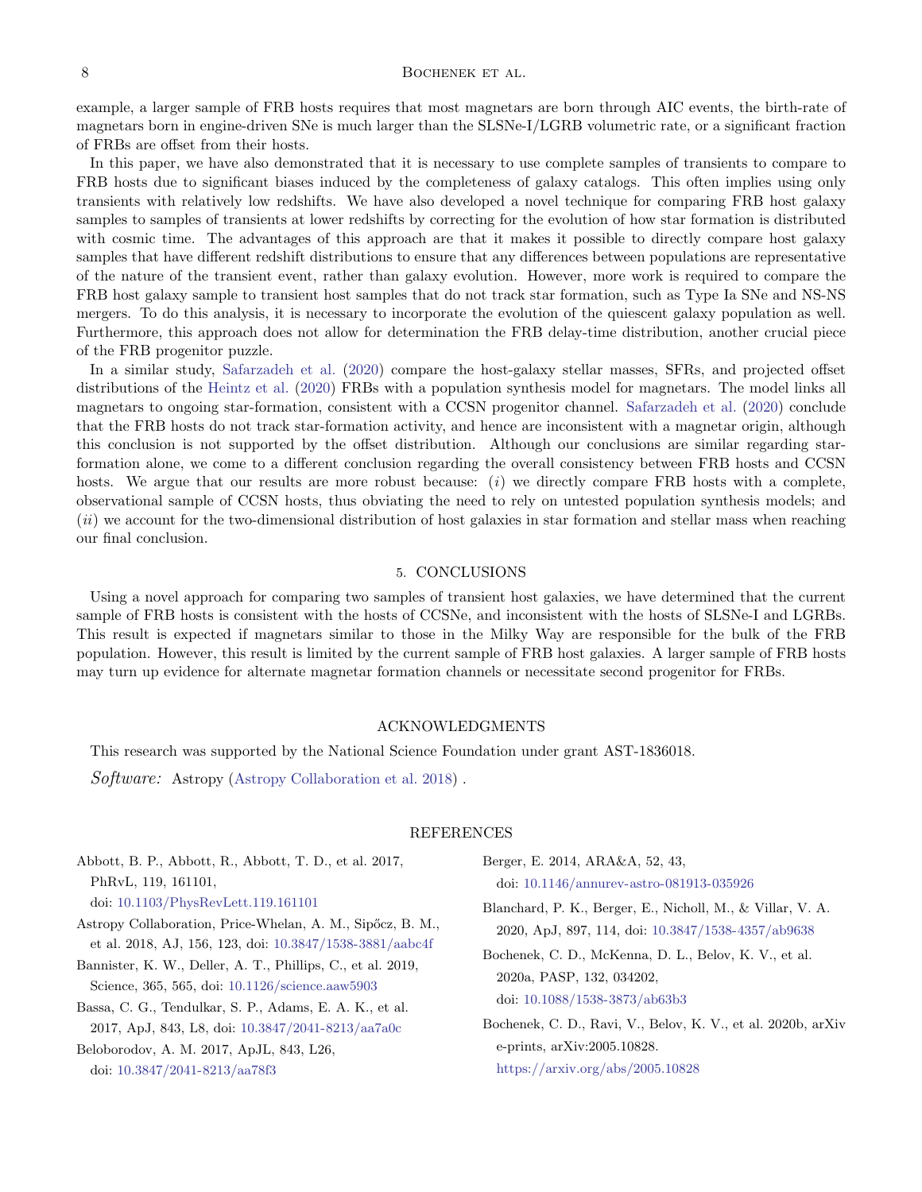example, a larger sample of FRB hosts requires that most magnetars are born through AIC events, the birth-rate of magnetars born in engine-driven SNe is much larger than the SLSNe-I/LGRB volumetric rate, or a significant fraction of FRBs are offset from their hosts.

In this paper, we have also demonstrated that it is necessary to use complete samples of transients to compare to FRB hosts due to significant biases induced by the completeness of galaxy catalogs. This often implies using only transients with relatively low redshifts. We have also developed a novel technique for comparing FRB host galaxy samples to samples of transients at lower redshifts by correcting for the evolution of how star formation is distributed with cosmic time. The advantages of this approach are that it makes it possible to directly compare host galaxy samples that have different redshift distributions to ensure that any differences between populations are representative of the nature of the transient event, rather than galaxy evolution. However, more work is required to compare the FRB host galaxy sample to transient host samples that do not track star formation, such as Type Ia SNe and NS-NS mergers. To do this analysis, it is necessary to incorporate the evolution of the quiescent galaxy population as well. Furthermore, this approach does not allow for determination the FRB delay-time distribution, another crucial piece of the FRB progenitor puzzle.

In a similar study, Safarzadeh et al. (2020) compare the host-galaxy stellar masses, SFRs, and projected offset distributions of the Heintz et al. (2020) FRBs with a population synthesis model for magnetars. The model links all magnetars to ongoing star-formation, consistent with a CCSN progenitor channel. Safarzadeh et al. (2020) conclude that the FRB hosts do not track star-formation activity, and hence are inconsistent with a magnetar origin, although this conclusion is not supported by the offset distribution. Although our conclusions are similar regarding star-formation alone, we come to a different conclusion regarding the overall consistency between FRB hosts and CCSN hosts. We argue that our results are more robust because: (*i*) we directly compare FRB hosts with a complete, observational sample of CCSN hosts, thus obviating the need to rely on untested population synthesis models; and (*ii*) we account for the two-dimensional distribution of host galaxies in star formation and stellar mass when reaching our final conclusion.

## 5. CONCLUSIONS

Using a novel approach for comparing two samples of transient host galaxies, we have determined that the current sample of FRB hosts is consistent with the hosts of CCSNe, and inconsistent with the hosts of SLSNe-I and LGRBs. This result is expected if magnetars similar to those in the Milky Way are responsible for the bulk of the FRB population. However, this result is limited by the current sample of FRB host galaxies. A larger sample of FRB hosts may turn up evidence for alternate magnetar formation channels or necessitate second progenitor for FRBs.

## ACKNOWLEDGMENTS

This research was supported by the National Science Foundation under grant AST-1836018.

*Software:* Astropy (Astropy Collaboration et al. 2018) .

## REFERENCES

Abbott, B. P., Abbott, R., Abbott, T. D., et al. 2017, PhRvL, 119, 161101, doi: 10.1103/PhysRevLett.119.161101

Astropy Collaboration, Price-Whelan, A. M., Sipőcz, B. M., et al. 2018, AJ, 156, 123, doi: 10.3847/1538-3881/aabc4f

Bannister, K. W., Deller, A. T., Phillips, C., et al. 2019, Science, 365, 565, doi: 10.1126/science.aaw5903

Bassa, C. G., Tendulkar, S. P., Adams, E. A. K., et al. 2017, ApJ, 843, L8, doi: 10.3847/2041-8213/aa7a0c

Beloborodov, A. M. 2017, ApJL, 843, L26, doi: 10.3847/2041-8213/aa78f3

Berger, E. 2014, ARA&A, 52, 43, doi: 10.1146/annurev-astro-081913-035926

Blanchard, P. K., Berger, E., Nicholl, M., & Villar, V. A. 2020, ApJ, 897, 114, doi: 10.3847/1538-4357/ab9638

Bochenek, C. D., McKenna, D. L., Belov, K. V., et al. 2020a, PASP, 132, 034202, doi: 10.1088/1538-3873/ab63b3

Bochenek, C. D., Ravi, V., Belov, K. V., et al. 2020b, arXiv e-prints, arXiv:2005.10828. https://arxiv.org/abs/2005.10828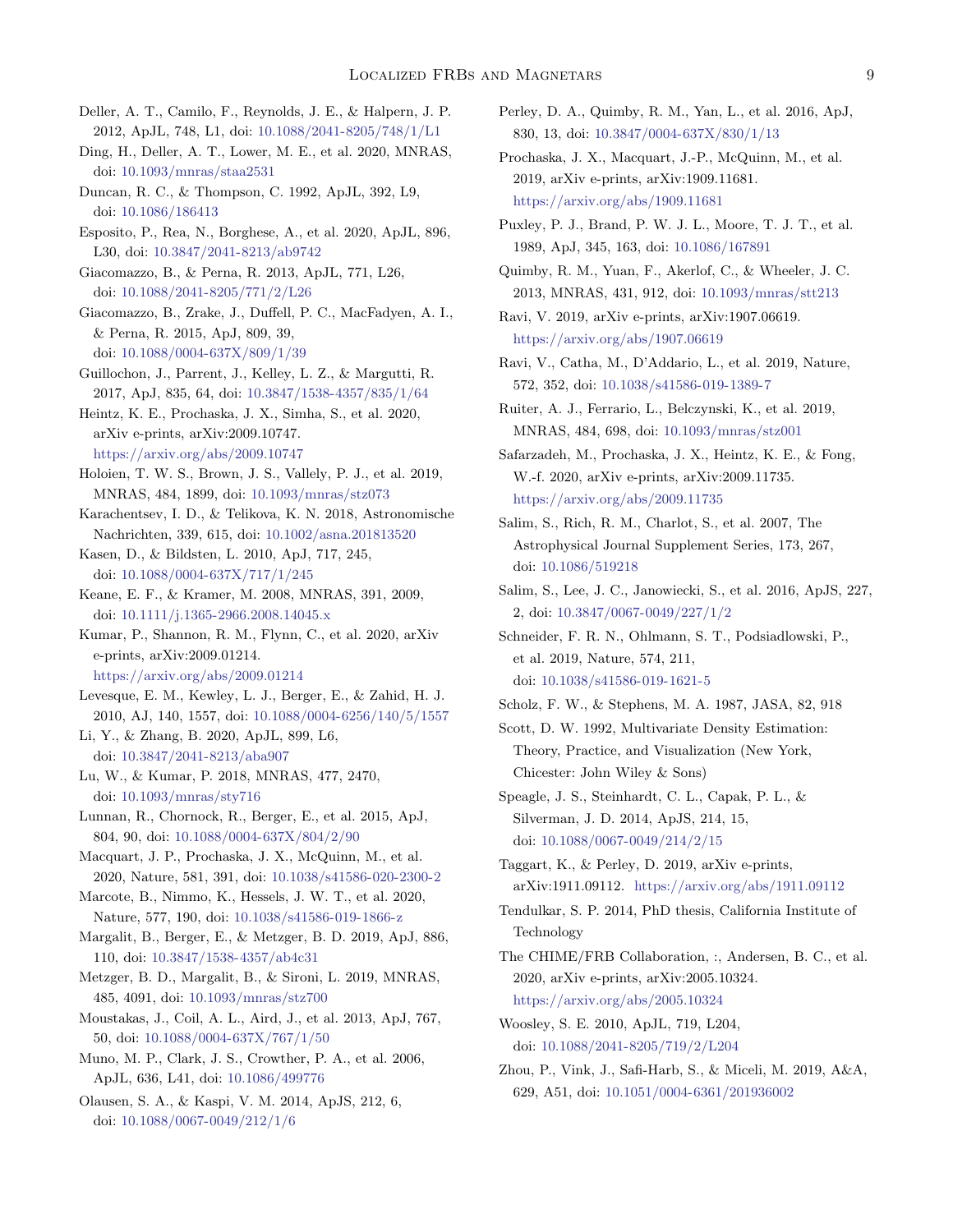Deller, A. T., Camilo, F., Reynolds, J. E., & Halpern, J. P. 2012, ApJL, 748, L1, doi: 10.1088/2041-8205/748/1/L1

Ding, H., Deller, A. T., Lower, M. E., et al. 2020, MNRAS, doi: 10.1093/mnras/staa2531

Duncan, R. C., & Thompson, C. 1992, ApJL, 392, L9, doi: 10.1086/186413

Esposito, P., Rea, N., Borghese, A., et al. 2020, ApJL, 896, L30, doi: 10.3847/2041-8213/ab9742

Giacomazzo, B., & Perna, R. 2013, ApJL, 771, L26, doi: 10.1088/2041-8205/771/2/L26

Giacomazzo, B., Zrake, J., Duffell, P. C., MacFadyen, A. I., & Perna, R. 2015, ApJ, 809, 39, doi: 10.1088/0004-637X/809/1/39

Guillochon, J., Parrent, J., Kelley, L. Z., & Margutti, R. 2017, ApJ, 835, 64, doi: 10.3847/1538-4357/835/1/64

Heintz, K. E., Prochaska, J. X., Simha, S., et al. 2020, arXiv e-prints, arXiv:2009.10747. https://arxiv.org/abs/2009.10747

Holoien, T. W. S., Brown, J. S., Vallely, P. J., et al. 2019, MNRAS, 484, 1899, doi: 10.1093/mnras/stz073

Karachentsev, I. D., & Telikova, K. N. 2018, Astronomische Nachrichten, 339, 615, doi: 10.1002/asna.201813520

Kasen, D., & Bildsten, L. 2010, ApJ, 717, 245, doi: 10.1088/0004-637X/717/1/245

Keane, E. F., & Kramer, M. 2008, MNRAS, 391, 2009, doi: 10.1111/j.1365-2966.2008.14045.x

Kumar, P., Shannon, R. M., Flynn, C., et al. 2020, arXiv e-prints, arXiv:2009.01214. https://arxiv.org/abs/2009.01214

Levesque, E. M., Kewley, L. J., Berger, E., & Zahid, H. J. 2010, AJ, 140, 1557, doi: 10.1088/0004-6256/140/5/1557

Li, Y., & Zhang, B. 2020, ApJL, 899, L6, doi: 10.3847/2041-8213/aba907

Lu, W., & Kumar, P. 2018, MNRAS, 477, 2470, doi: 10.1093/mnras/sty716

Lunnan, R., Chornock, R., Berger, E., et al. 2015, ApJ, 804, 90, doi: 10.1088/0004-637X/804/2/90

Macquart, J. P., Prochaska, J. X., McQuinn, M., et al. 2020, Nature, 581, 391, doi: 10.1038/s41586-020-2300-2

Marcote, B., Nimmo, K., Hessels, J. W. T., et al. 2020, Nature, 577, 190, doi: 10.1038/s41586-019-1866-z

Margalit, B., Berger, E., & Metzger, B. D. 2019, ApJ, 886, 110, doi: 10.3847/1538-4357/ab4c31

Metzger, B. D., Margalit, B., & Sironi, L. 2019, MNRAS, 485, 4091, doi: 10.1093/mnras/stz700

Moustakas, J., Coil, A. L., Aird, J., et al. 2013, ApJ, 767, 50, doi: 10.1088/0004-637X/767/1/50

Muno, M. P., Clark, J. S., Crowther, P. A., et al. 2006, ApJL, 636, L41, doi: 10.1086/499776

Olausen, S. A., & Kaspi, V. M. 2014, ApJS, 212, 6, doi: 10.1088/0067-0049/212/1/6

Perley, D. A., Quimby, R. M., Yan, L., et al. 2016, ApJ, 830, 13, doi: 10.3847/0004-637X/830/1/13

Prochaska, J. X., Macquart, J.-P., McQuinn, M., et al. 2019, arXiv e-prints, arXiv:1909.11681. https://arxiv.org/abs/1909.11681

Puxley, P. J., Brand, P. W. J. L., Moore, T. J. T., et al. 1989, ApJ, 345, 163, doi: 10.1086/167891

Quimby, R. M., Yuan, F., Akerlof, C., & Wheeler, J. C. 2013, MNRAS, 431, 912, doi: 10.1093/mnras/stt213

Ravi, V. 2019, arXiv e-prints, arXiv:1907.06619. https://arxiv.org/abs/1907.06619

Ravi, V., Catha, M., D'Addario, L., et al. 2019, Nature, 572, 352, doi: 10.1038/s41586-019-1389-7

Ruiter, A. J., Ferrario, L., Belczynski, K., et al. 2019, MNRAS, 484, 698, doi: 10.1093/mnras/stz001

Safarzadeh, M., Prochaska, J. X., Heintz, K. E., & Fong, W.-f. 2020, arXiv e-prints, arXiv:2009.11735. https://arxiv.org/abs/2009.11735

Salim, S., Rich, R. M., Charlot, S., et al. 2007, The Astrophysical Journal Supplement Series, 173, 267, doi: 10.1086/519218

Salim, S., Lee, J. C., Janowiecki, S., et al. 2016, ApJS, 227, 2, doi: 10.3847/0067-0049/227/1/2

Schneider, F. R. N., Ohlmann, S. T., Podsiadlowski, P., et al. 2019, Nature, 574, 211, doi: 10.1038/s41586-019-1621-5

Scholz, F. W., & Stephens, M. A. 1987, JASA, 82, 918

Scott, D. W. 1992, Multivariate Density Estimation: Theory, Practice, and Visualization (New York, Chicester: John Wiley & Sons)

Speagle, J. S., Steinhardt, C. L., Capak, P. L., & Silverman, J. D. 2014, ApJS, 214, 15, doi: 10.1088/0067-0049/214/2/15

Taggart, K., & Perley, D. 2019, arXiv e-prints, arXiv:1911.09112. https://arxiv.org/abs/1911.09112

Tendulkar, S. P. 2014, PhD thesis, California Institute of Technology

The CHIME/FRB Collaboration, :, Andersen, B. C., et al. 2020, arXiv e-prints, arXiv:2005.10324. https://arxiv.org/abs/2005.10324

Woosley, S. E. 2010, ApJL, 719, L204, doi: 10.1088/2041-8205/719/2/L204

Zhou, P., Vink, J., Safi-Harb, S., & Miceli, M. 2019, A&A, 629, A51, doi: 10.1051/0004-6361/201936002